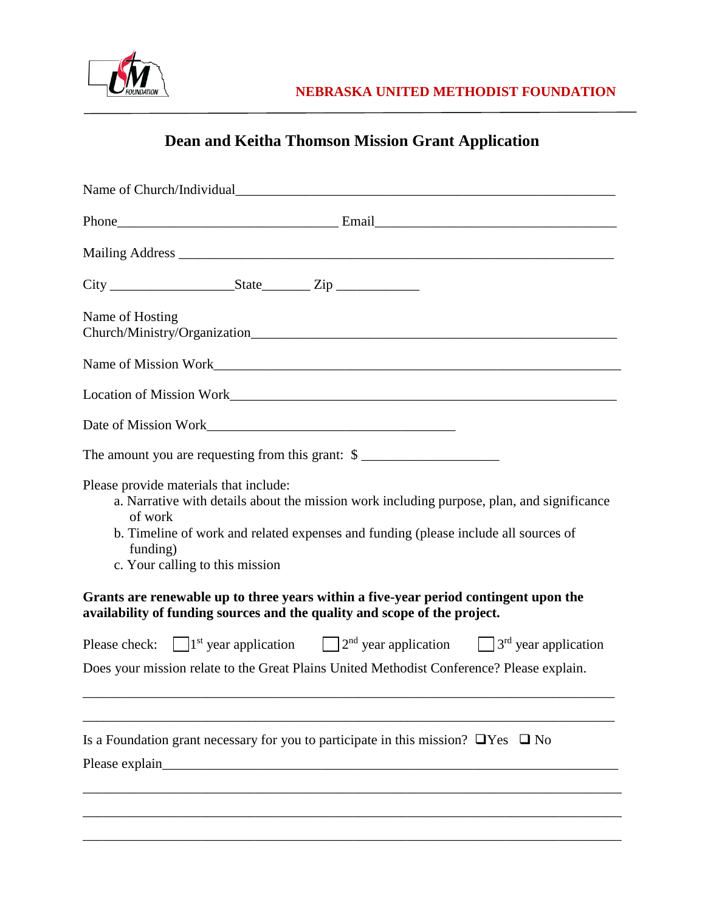NEBRASKA UNITED METHODIST FOUNDATION

# Dean and Keitha Thomson Mission Grant Application

Name of Church/Individual_______________________________________________________

Phone________________________________ Email___________________________________

Mailing Address _________________________________________________________________

City __________________State_______ Zip ____________

Name of Hosting Church/Ministry/Organization______________________________________________

Name of Mission Work___________________________________________________________

Location of Mission Work_________________________________________________________

Date of Mission Work_____________________________________

The amount you are requesting from this grant: $ ____________________

Please provide materials that include:

a. Narrative with details about the mission work including purpose, plan, and significance of work
b. Timeline of work and related expenses and funding (please include all sources of funding)
c. Your calling to this mission

**Grants are renewable up to three years within a five-year period contingent upon the availability of funding sources and the quality and scope of the project.**

Please check: ☐ 1st year application ☐ 2nd year application ☐ 3rd year application

Does your mission relate to the Great Plains United Methodist Conference? Please explain.

_______________________________________________________________________________

_______________________________________________________________________________

Is a Foundation grant necessary for you to participate in this mission? ☐ Yes ☐ No

Please explain_____________________________________________________________________

_______________________________________________________________________________

_______________________________________________________________________________

_______________________________________________________________________________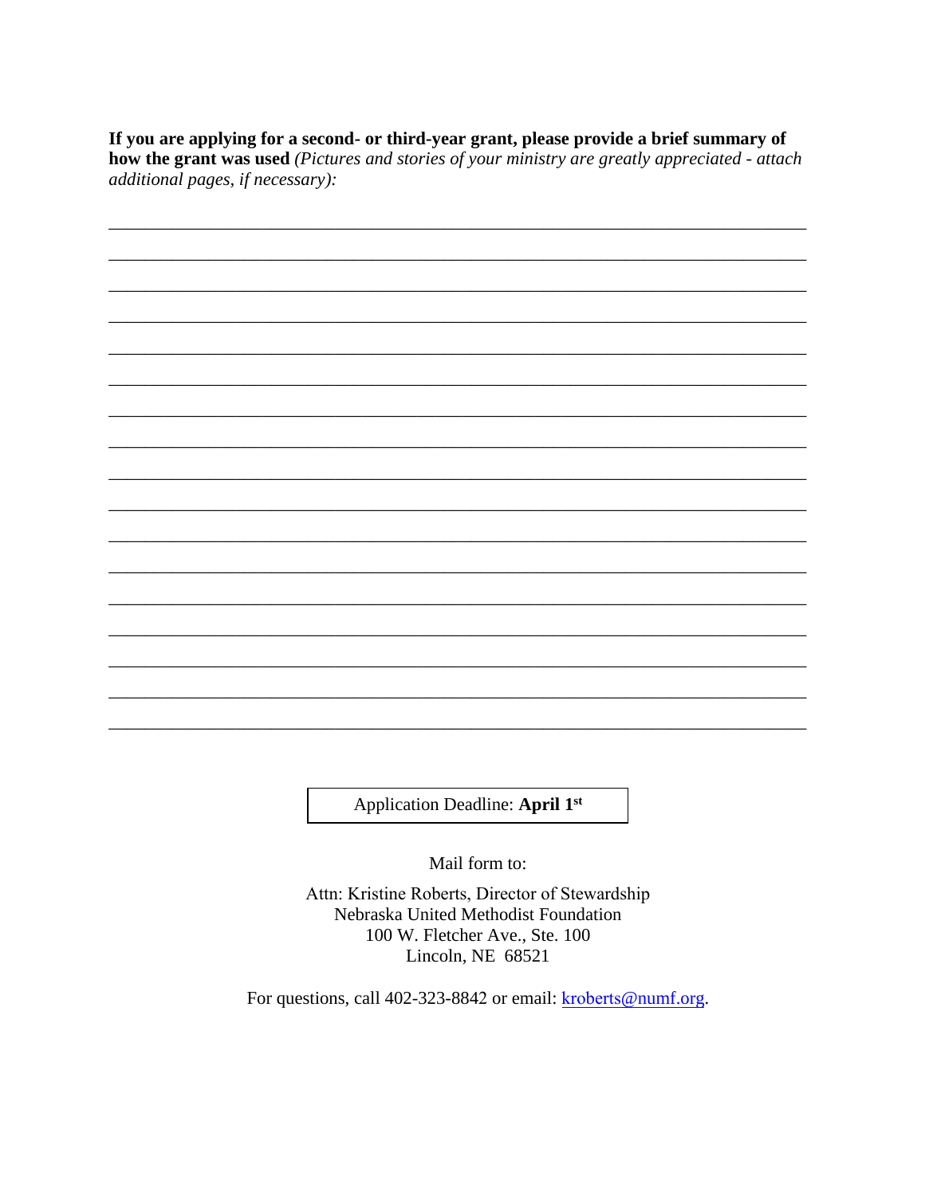**If you are applying for a second- or third-year grant, please provide a brief summary of how the grant was used** *(Pictures and stories of your ministry are greatly appreciated - attach additional pages, if necessary):*

_______________________________________________________________________________

_______________________________________________________________________________

_______________________________________________________________________________

_______________________________________________________________________________

_______________________________________________________________________________

_______________________________________________________________________________

_______________________________________________________________________________

_______________________________________________________________________________

_______________________________________________________________________________

_______________________________________________________________________________

_______________________________________________________________________________

_______________________________________________________________________________

_______________________________________________________________________________

_______________________________________________________________________________

_______________________________________________________________________________

_______________________________________________________________________________

_______________________________________________________________________________

Application Deadline: **April 1st**

Mail form to:

Attn: Kristine Roberts, Director of Stewardship
Nebraska United Methodist Foundation
100 W. Fletcher Ave., Ste. 100
Lincoln, NE 68521

For questions, call 402-323-8842 or email: kroberts@numf.org.